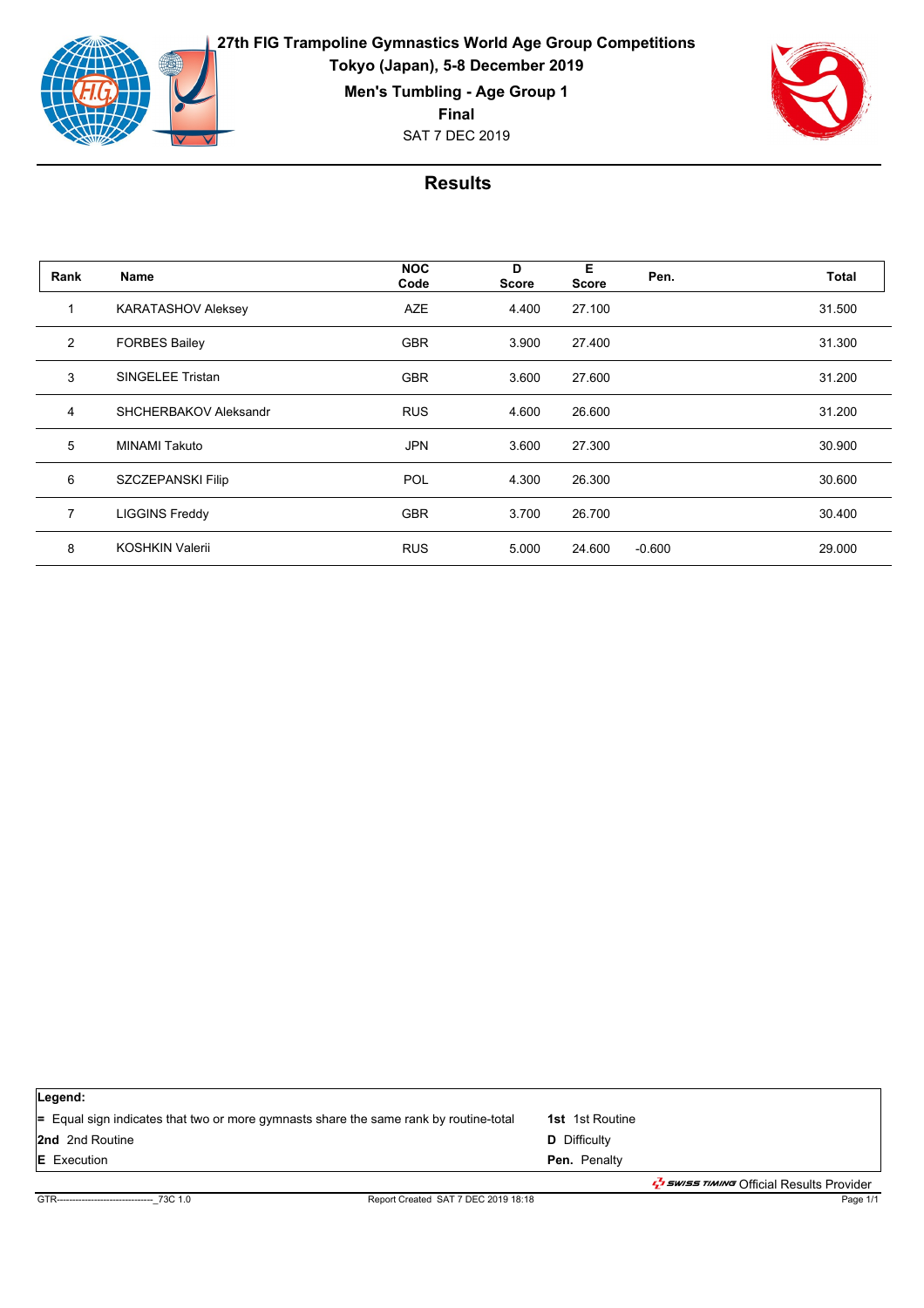**27th FIG Trampoline Gymnastics World Age Group Competitions**

**Tokyo (Japan), 5-8 December 2019**

**Men's Tumbling - Age Group 1**

**Final**

SAT 7 DEC 2019

## Results

| Rank | Name | NOC Code | D Score | E Score | Pen. | Total |
|---|---|---|---|---|---|---|
| 1 | KARATASHOV Aleksey | AZE | 4.400 | 27.100 | | 31.500 |
| 2 | FORBES Bailey | GBR | 3.900 | 27.400 | | 31.300 |
| 3 | SINGELEE Tristan | GBR | 3.600 | 27.600 | | 31.200 |
| 4 | SHCHERBAKOV Aleksandr | RUS | 4.600 | 26.600 | | 31.200 |
| 5 | MINAMI Takuto | JPN | 3.600 | 27.300 | | 30.900 |
| 6 | SZCZEPANSKI Filip | POL | 4.300 | 26.300 | | 30.600 |
| 7 | LIGGINS Freddy | GBR | 3.700 | 26.700 | | 30.400 |
| 8 | KOSHKIN Valerii | RUS | 5.000 | 24.600 | -0.600 | 29.000 |

**Legend:**

= Equal sign indicates that two or more gymnasts share the same rank by routine-total

**1st** 1st Routine

**2nd** 2nd Routine

**D** Difficulty

**E** Execution

**Pen.** Penalty

SWISS TIMING Official Results Provider

GTR-------------------------------_73C 1.0 Report Created SAT 7 DEC 2019 18:18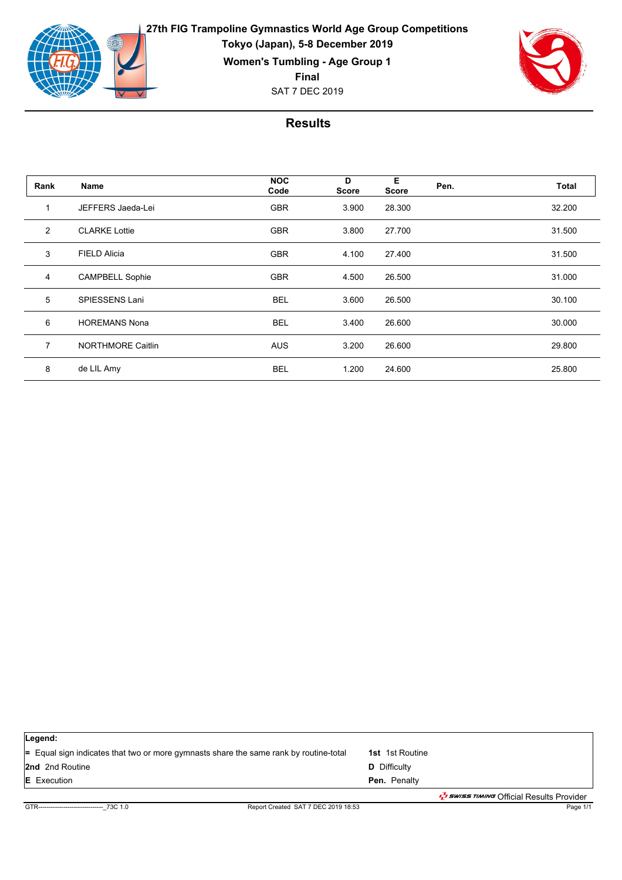**27th FIG Trampoline Gymnastics World Age Group Competitions**
**Tokyo (Japan), 5-8 December 2019**
**Women's Tumbling - Age Group 1**
**Final**
SAT 7 DEC 2019

## Results

| Rank | Name | NOC Code | D Score | E Score | Pen. | Total |
|---|---|---|---|---|---|---|
| 1 | JEFFERS Jaeda-Lei | GBR | 3.900 | 28.300 | | 32.200 |
| 2 | CLARKE Lottie | GBR | 3.800 | 27.700 | | 31.500 |
| 3 | FIELD Alicia | GBR | 4.100 | 27.400 | | 31.500 |
| 4 | CAMPBELL Sophie | GBR | 4.500 | 26.500 | | 31.000 |
| 5 | SPIESSENS Lani | BEL | 3.600 | 26.500 | | 30.100 |
| 6 | HOREMANS Nona | BEL | 3.400 | 26.600 | | 30.000 |
| 7 | NORTHMORE Caitlin | AUS | 3.200 | 26.600 | | 29.800 |
| 8 | de LIL Amy | BEL | 1.200 | 24.600 | | 25.800 |

**Legend:**

**=** Equal sign indicates that two or more gymnasts share the same rank by routine-total
**1st** 1st Routine
**2nd** 2nd Routine
**D** Difficulty
**E** Execution
**Pen.** Penalty

SWISS TIMING Official Results Provider

GTR-------------------------------_73C 1.0 Report Created SAT 7 DEC 2019 18:53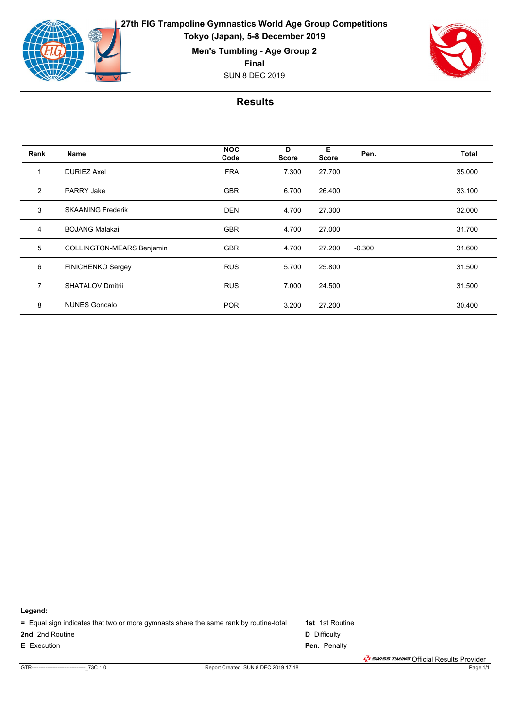# 27th FIG Trampoline Gymnastics World Age Group Competitions

**Tokyo (Japan), 5-8 December 2019**

**Men's Tumbling - Age Group 2**

**Final**

SUN 8 DEC 2019

## Results

| Rank | Name | NOC Code | D Score | E Score | Pen. | Total |
|---|---|---|---|---|---|---|
| 1 | DURIEZ Axel | FRA | 7.300 | 27.700 | | 35.000 |
| 2 | PARRY Jake | GBR | 6.700 | 26.400 | | 33.100 |
| 3 | SKAANING Frederik | DEN | 4.700 | 27.300 | | 32.000 |
| 4 | BOJANG Malakai | GBR | 4.700 | 27.000 | | 31.700 |
| 5 | COLLINGTON-MEARS Benjamin | GBR | 4.700 | 27.200 | -0.300 | 31.600 |
| 6 | FINICHENKO Sergey | RUS | 5.700 | 25.800 | | 31.500 |
| 7 | SHATALOV Dmitrii | RUS | 7.000 | 24.500 | | 31.500 |
| 8 | NUNES Goncalo | POR | 3.200 | 27.200 | | 30.400 |

**Legend:**

| | |
|---|---|
| **=** Equal sign indicates that two or more gymnasts share the same rank by routine-total | **1st** 1st Routine |
| **2nd** 2nd Routine | **D** Difficulty |
| **E** Execution | **Pen.** Penalty |

SWISS TIMING Official Results Provider

GTR-------------------------------_73C 1.0 | Report Created SUN 8 DEC 2019 17:18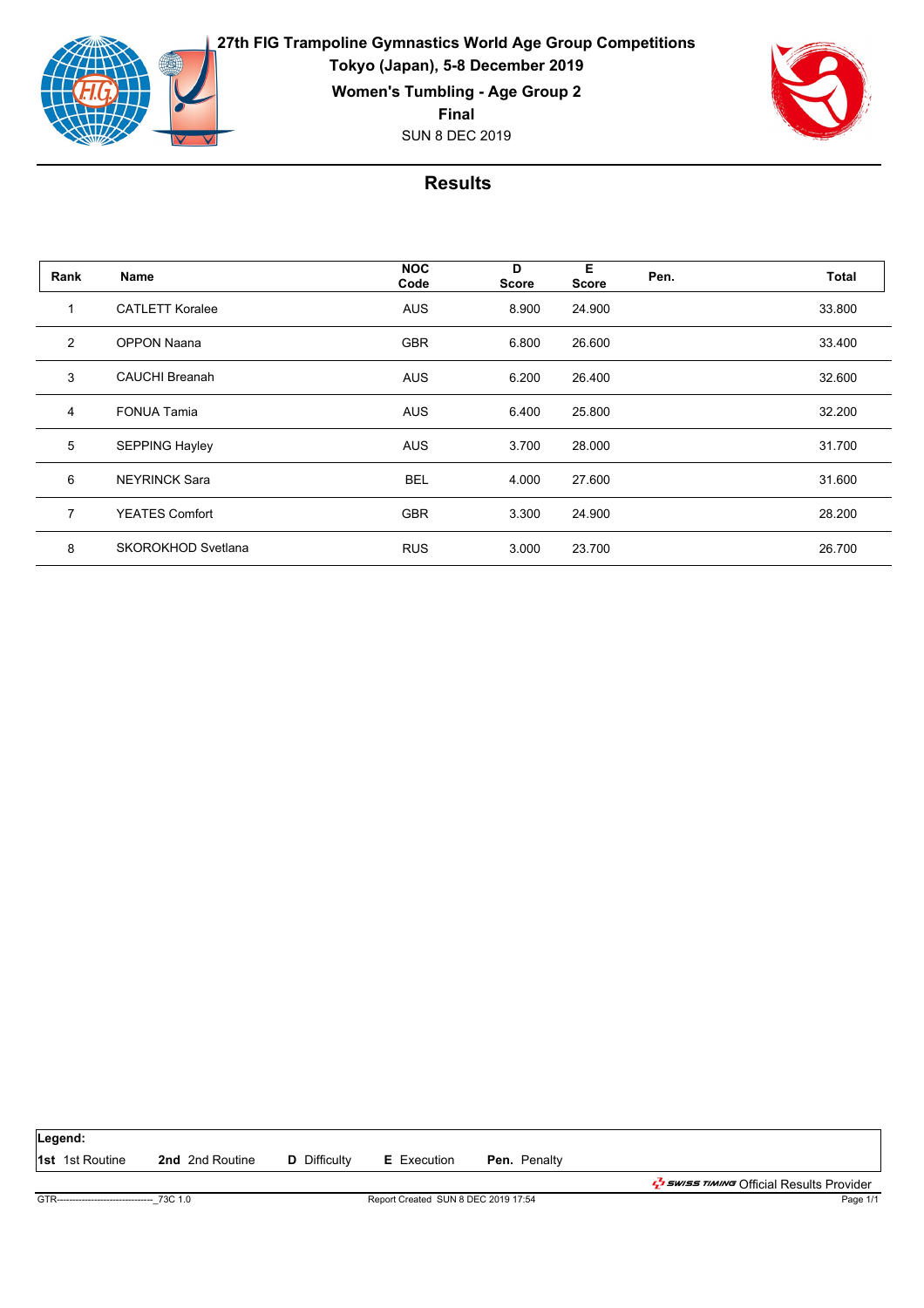**27th FIG Trampoline Gymnastics World Age Group Competitions**
**Tokyo (Japan), 5-8 December 2019**
**Women's Tumbling - Age Group 2**
**Final**
SUN 8 DEC 2019

## Results

| Rank | Name | NOC Code | D Score | E Score | Pen. | Total |
|---|---|---|---|---|---|---|
| 1 | CATLETT Koralee | AUS | 8.900 | 24.900 | | 33.800 |
| 2 | OPPON Naana | GBR | 6.800 | 26.600 | | 33.400 |
| 3 | CAUCHI Breanah | AUS | 6.200 | 26.400 | | 32.600 |
| 4 | FONUA Tamia | AUS | 6.400 | 25.800 | | 32.200 |
| 5 | SEPPING Hayley | AUS | 3.700 | 28.000 | | 31.700 |
| 6 | NEYRINCK Sara | BEL | 4.000 | 27.600 | | 31.600 |
| 7 | YEATES Comfort | GBR | 3.300 | 24.900 | | 28.200 |
| 8 | SKOROKHOD Svetlana | RUS | 3.000 | 23.700 | | 26.700 |

**Legend:**
**1st** 1st Routine **2nd** 2nd Routine **D** Difficulty **E** Execution **Pen.** Penalty

SWISS TIMING Official Results Provider

GTR-------------------------------_73C 1.0 Report Created SUN 8 DEC 2019 17:54 Page 1/1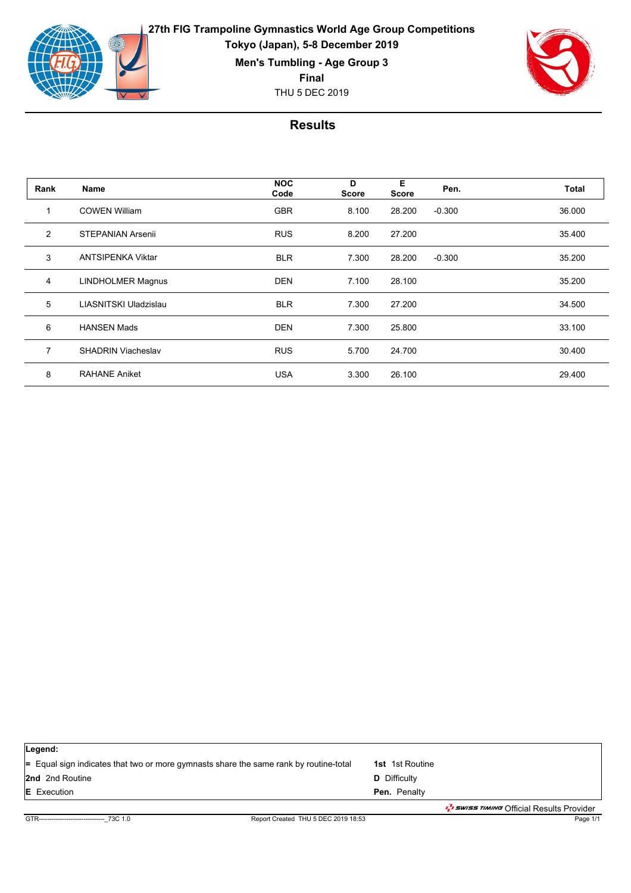# 27th FIG Trampoline Gymnastics World Age Group Competitions

**Tokyo (Japan), 5-8 December 2019**

**Men's Tumbling - Age Group 3**

**Final**

THU 5 DEC 2019

## Results

| Rank | Name | NOC Code | D Score | E Score | Pen. | Total |
|---|---|---|---|---|---|---|
| 1 | COWEN William | GBR | 8.100 | 28.200 | -0.300 | 36.000 |
| 2 | STEPANIAN Arsenii | RUS | 8.200 | 27.200 | | 35.400 |
| 3 | ANTSIPENKA Viktar | BLR | 7.300 | 28.200 | -0.300 | 35.200 |
| 4 | LINDHOLMER Magnus | DEN | 7.100 | 28.100 | | 35.200 |
| 5 | LIASNITSKI Uladzislau | BLR | 7.300 | 27.200 | | 34.500 |
| 6 | HANSEN Mads | DEN | 7.300 | 25.800 | | 33.100 |
| 7 | SHADRIN Viacheslav | RUS | 5.700 | 24.700 | | 30.400 |
| 8 | RAHANE Aniket | USA | 3.300 | 26.100 | | 29.400 |

**Legend:**

| | |
|---|---|
| **=** Equal sign indicates that two or more gymnasts share the same rank by routine-total | **1st** 1st Routine |
| **2nd** 2nd Routine | **D** Difficulty |
| **E** Execution | **Pen.** Penalty |

SWISS TIMING Official Results Provider

GTR-------------------------------_73C 1.0 Report Created THU 5 DEC 2019 18:53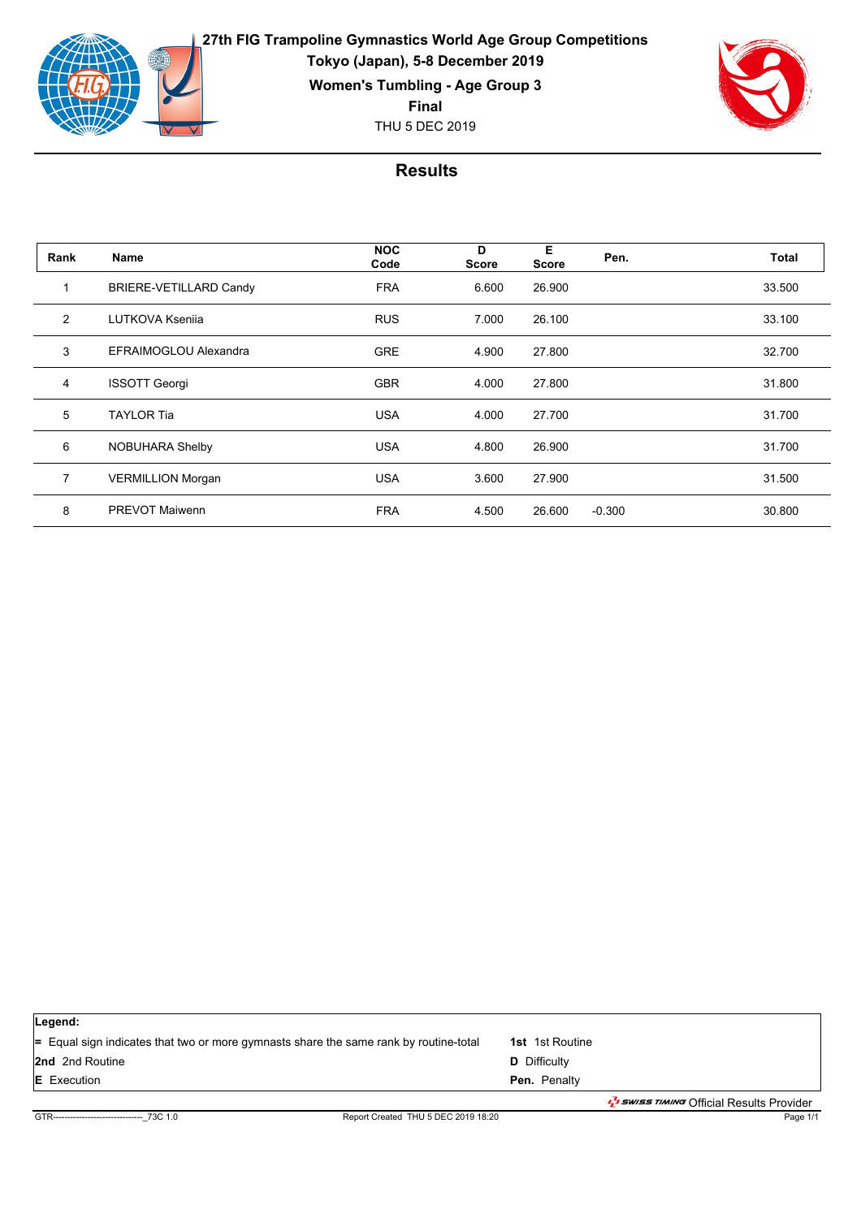**27th FIG Trampoline Gymnastics World Age Group Competitions**
**Tokyo (Japan), 5-8 December 2019**
**Women's Tumbling - Age Group 3**
**Final**
THU 5 DEC 2019

## Results

| Rank | Name | NOC Code | D Score | E Score | Pen. | Total |
|---|---|---|---|---|---|---|
| 1 | BRIERE-VETILLARD Candy | FRA | 6.600 | 26.900 | | 33.500 |
| 2 | LUTKOVA Kseniia | RUS | 7.000 | 26.100 | | 33.100 |
| 3 | EFRAIMOGLOU Alexandra | GRE | 4.900 | 27.800 | | 32.700 |
| 4 | ISSOTT Georgi | GBR | 4.000 | 27.800 | | 31.800 |
| 5 | TAYLOR Tia | USA | 4.000 | 27.700 | | 31.700 |
| 6 | NOBUHARA Shelby | USA | 4.800 | 26.900 | | 31.700 |
| 7 | VERMILLION Morgan | USA | 3.600 | 27.900 | | 31.500 |
| 8 | PREVOT Maiwenn | FRA | 4.500 | 26.600 | -0.300 | 30.800 |

**Legend:**

| | |
|---|---|
| **=** Equal sign indicates that two or more gymnasts share the same rank by routine-total | **1st** 1st Routine |
| **2nd** 2nd Routine | **D** Difficulty |
| **E** Execution | **Pen.** Penalty |

SWISS TIMING Official Results Provider

GTR------------------------------_73C 1.0 Report Created THU 5 DEC 2019 18:20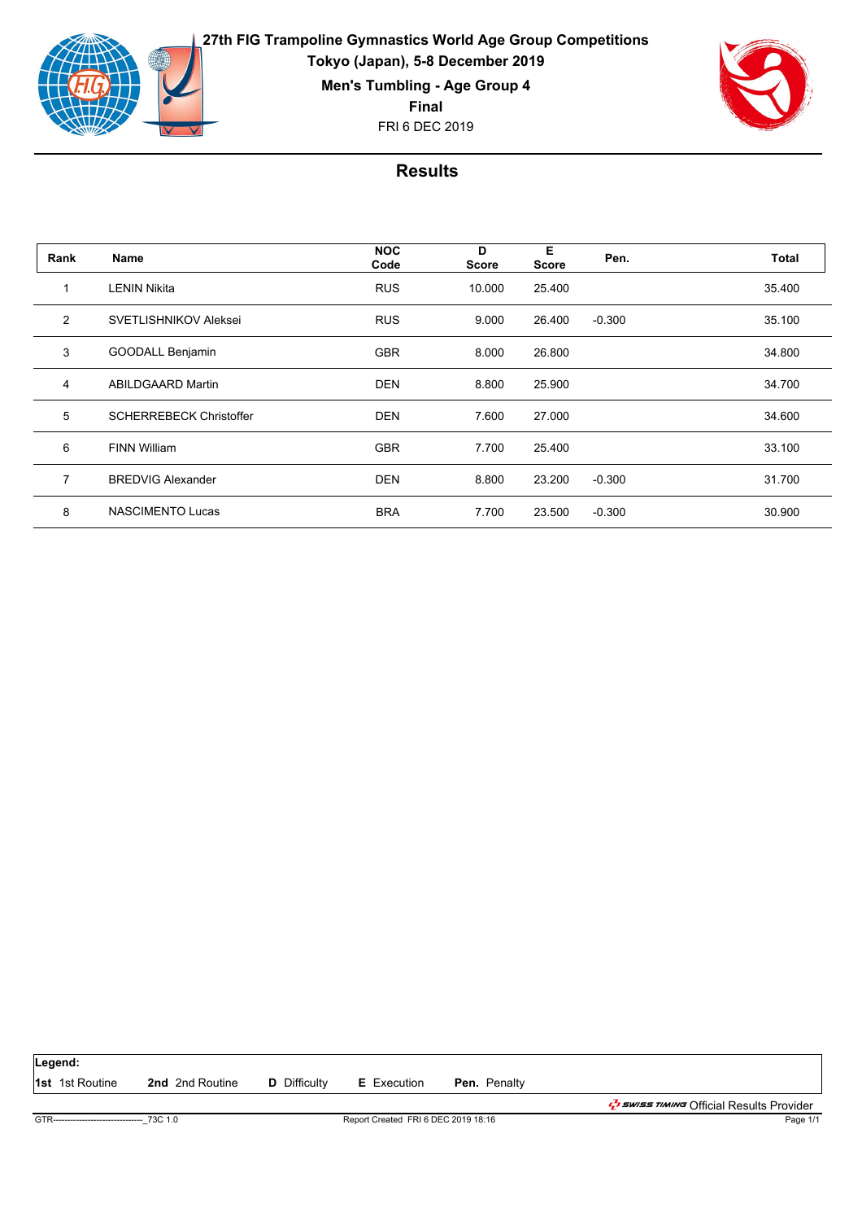# 27th FIG Trampoline Gymnastics World Age Group Competitions

**Tokyo (Japan), 5-8 December 2019**

**Men's Tumbling - Age Group 4**

**Final**

FRI 6 DEC 2019

## Results

| Rank | Name | NOC Code | D Score | E Score | Pen. | Total |
|---|---|---|---|---|---|---|
| 1 | LENIN Nikita | RUS | 10.000 | 25.400 | | 35.400 |
| 2 | SVETLISHNIKOV Aleksei | RUS | 9.000 | 26.400 | -0.300 | 35.100 |
| 3 | GOODALL Benjamin | GBR | 8.000 | 26.800 | | 34.800 |
| 4 | ABILDGAARD Martin | DEN | 8.800 | 25.900 | | 34.700 |
| 5 | SCHERREBECK Christoffer | DEN | 7.600 | 27.000 | | 34.600 |
| 6 | FINN William | GBR | 7.700 | 25.400 | | 33.100 |
| 7 | BREDVIG Alexander | DEN | 8.800 | 23.200 | -0.300 | 31.700 |
| 8 | NASCIMENTO Lucas | BRA | 7.700 | 23.500 | -0.300 | 30.900 |

**Legend:**
**1st** 1st Routine **2nd** 2nd Routine **D** Difficulty **E** Execution **Pen.** Penalty

SWISS TIMING Official Results Provider

GTR-------------------------------_73C 1.0 Report Created FRI 6 DEC 2019 18:16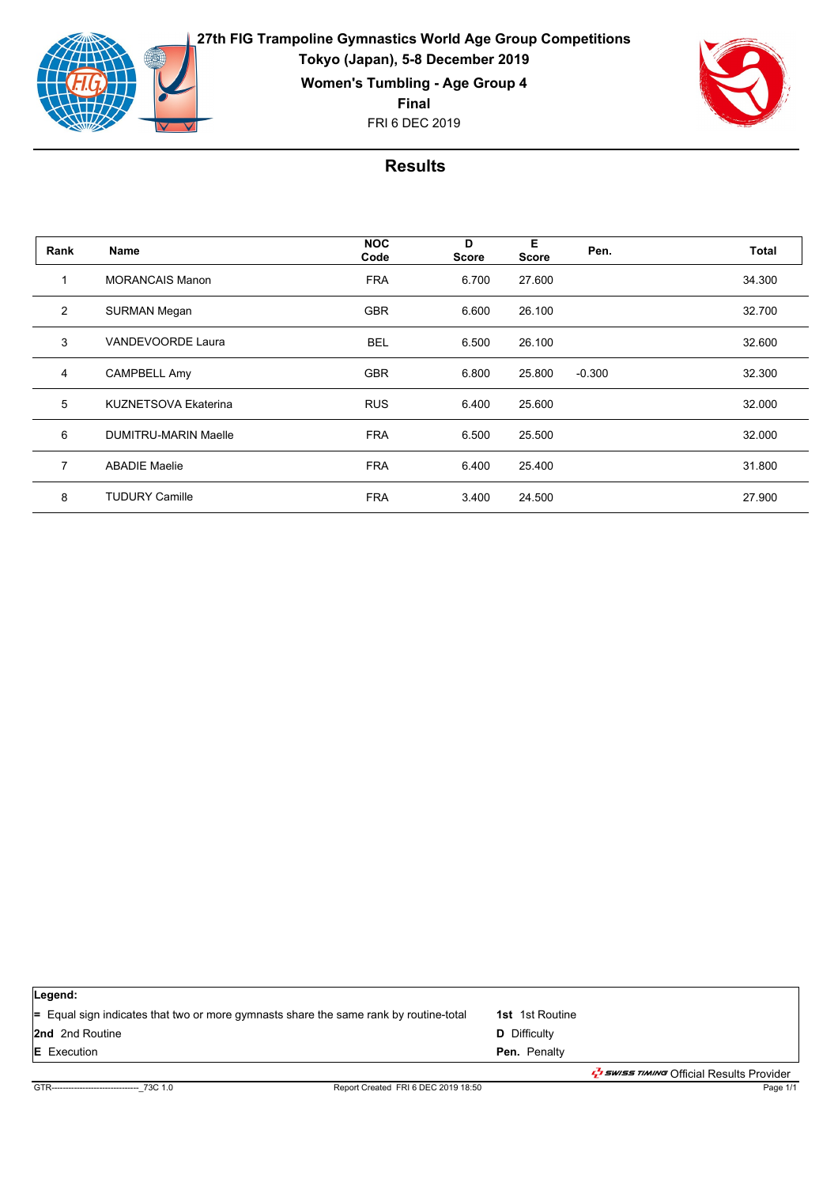# 27th FIG Trampoline Gymnastics World Age Group Competitions

**Tokyo (Japan), 5-8 December 2019**

**Women's Tumbling - Age Group 4**

**Final**

FRI 6 DEC 2019

## Results

| Rank | Name | NOC Code | D Score | E Score | Pen. | Total |
|---|---|---|---|---|---|---|
| 1 | MORANCAIS Manon | FRA | 6.700 | 27.600 | | 34.300 |
| 2 | SURMAN Megan | GBR | 6.600 | 26.100 | | 32.700 |
| 3 | VANDEVOORDE Laura | BEL | 6.500 | 26.100 | | 32.600 |
| 4 | CAMPBELL Amy | GBR | 6.800 | 25.800 | -0.300 | 32.300 |
| 5 | KUZNETSOVA Ekaterina | RUS | 6.400 | 25.600 | | 32.000 |
| 6 | DUMITRU-MARIN Maelle | FRA | 6.500 | 25.500 | | 32.000 |
| 7 | ABADIE Maelie | FRA | 6.400 | 25.400 | | 31.800 |
| 8 | TUDURY Camille | FRA | 3.400 | 24.500 | | 27.900 |

**Legend:**

**=** Equal sign indicates that two or more gymnasts share the same rank by routine-total

**1st** 1st Routine

**2nd** 2nd Routine

**D** Difficulty

**E** Execution

**Pen.** Penalty

SWISS TIMING Official Results Provider

GTR-------------------------------_73C 1.0 Report Created FRI 6 DEC 2019 18:50